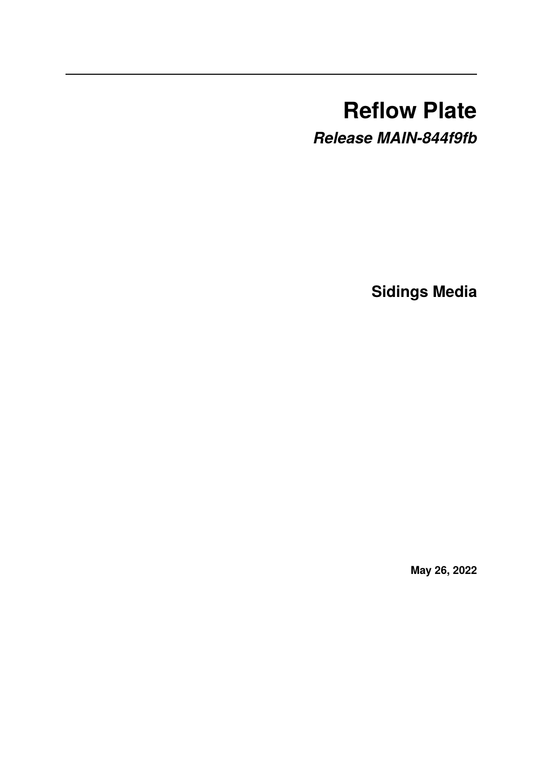# Reflow Plate

***Release MAIN-844f9fb***

**Sidings Media**

**May 26, 2022**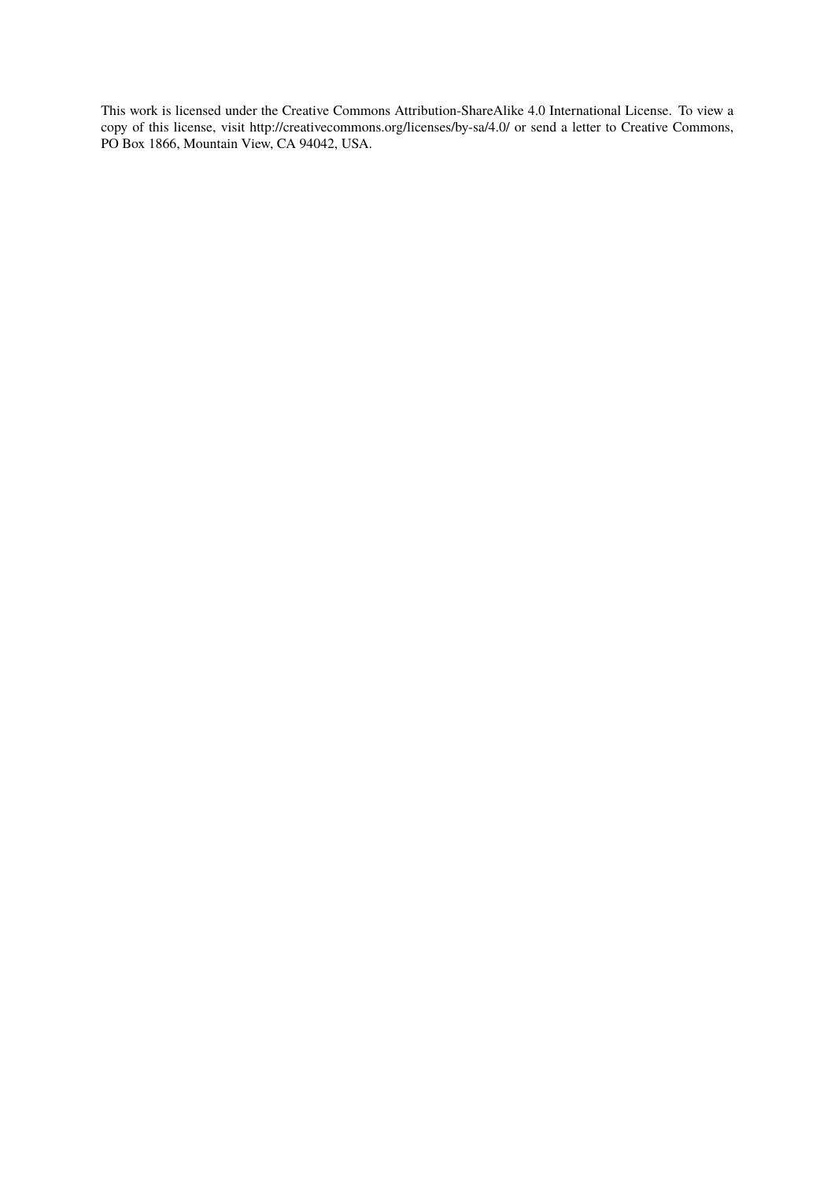This work is licensed under the Creative Commons Attribution-ShareAlike 4.0 International License. To view a copy of this license, visit http://creativecommons.org/licenses/by-sa/4.0/ or send a letter to Creative Commons, PO Box 1866, Mountain View, CA 94042, USA.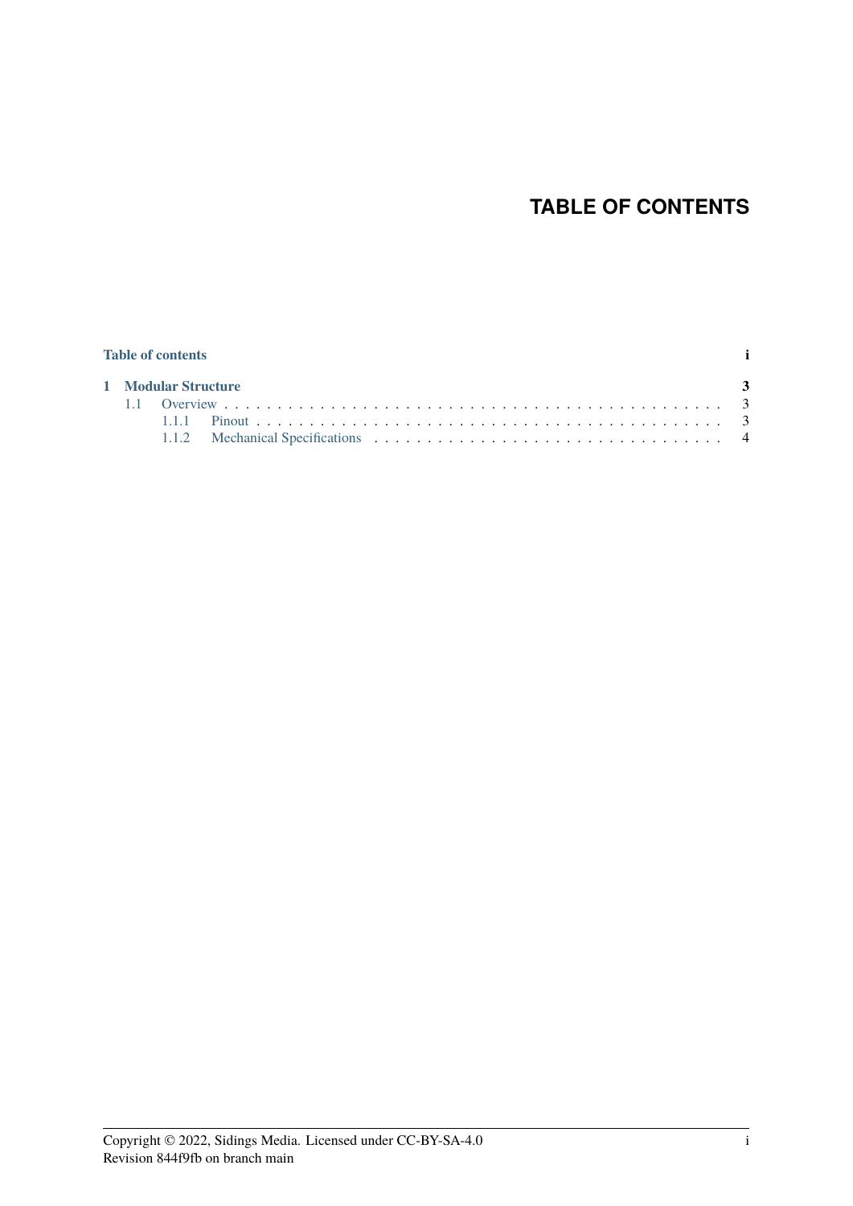# TABLE OF CONTENTS

**Table of contents** **i**

**1 Modular Structure** **3**

- 1.1 Overview . . . . . . . . . . . . . . . . . . . . . . . . . . . . . . . . . . . . . . . . . . . . 3
  - 1.1.1 Pinout . . . . . . . . . . . . . . . . . . . . . . . . . . . . . . . . . . . . . . . . . . 3
  - 1.1.2 Mechanical Specifications . . . . . . . . . . . . . . . . . . . . . . . . . . . . . . . . 4

Copyright © 2022, Sidings Media. Licensed under CC-BY-SA-4.0
Revision 844f9fb on branch main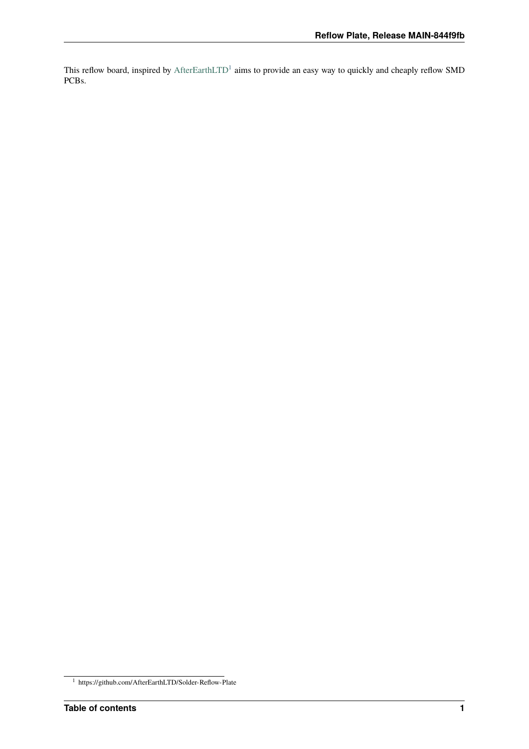This reflow board, inspired by AfterEarthLTD[1] aims to provide an easy way to quickly and cheaply reflow SMD PCBs.

[1] https://github.com/AfterEarthLTD/Solder-Reflow-Plate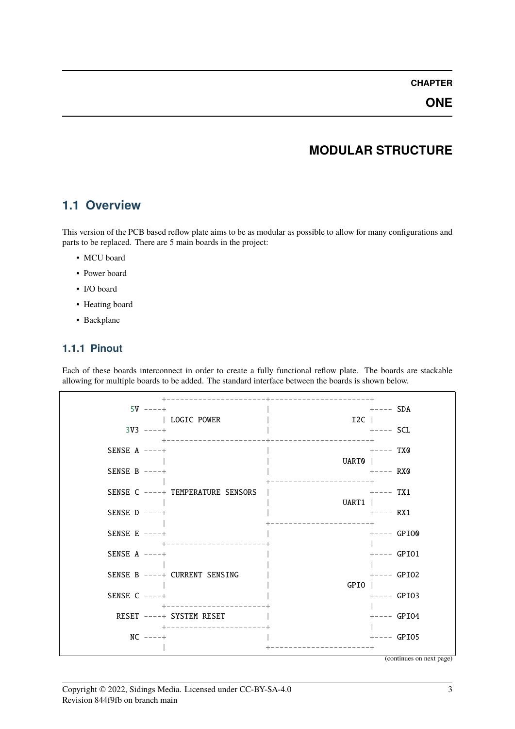# CHAPTER ONE

# MODULAR STRUCTURE

## 1.1 Overview

This version of the PCB based reflow plate aims to be as modular as possible to allow for many configurations and parts to be replaced. There are 5 main boards in the project:

- MCU board
- Power board
- I/O board
- Heating board
- Backplane

### 1.1.1 Pinout

Each of these boards interconnect in order to create a fully functional reflow plate. The boards are stackable allowing for multiple boards to be added. The standard interface between the boards is shown below.

```
               +----------------------+----------------------+
      5V ----+                        |                      +---- SDA
             | LOGIC POWER            |                  I2C |
     3V3 ----+                        |                      +---- SCL
             +----------------------+----------------------+
 SENSE A ----+                        |                      +---- TX0
             |                        |                UART0 |
 SENSE B ----+                        |                      +---- RX0
             |                        +----------------------+
 SENSE C ----+ TEMPERATURE SENSORS    |                      +---- TX1
             |                        |                UART1 |
 SENSE D ----+                        |                      +---- RX1
             |                        +----------------------+
 SENSE E ----+                        |                      +---- GPIO0
             +----------------------+                        |
 SENSE A ----+                        |                      +---- GPIO1
             |                        |                      |
 SENSE B ----+ CURRENT SENSING        |                      +---- GPIO2
             |                        |                 GPIO |
 SENSE C ----+                        |                      +---- GPIO3
             +----------------------+                        |
   RESET ----+ SYSTEM RESET           |                      +---- GPIO4
             +----------------------+                        |
      NC ----+                        |                      +---- GPIO5
             |                        +----------------------+
```

(continues on next page)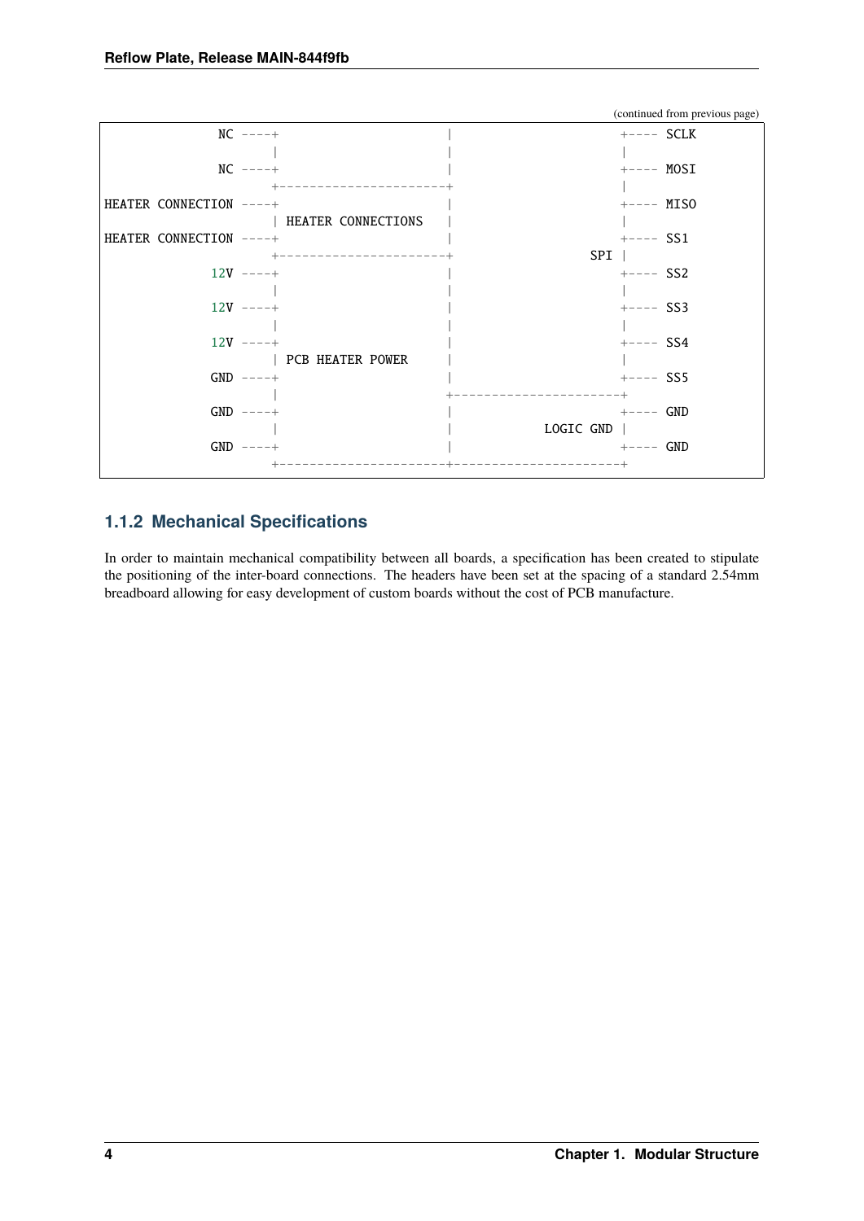(continued from previous page)

```
            NC ----+                      |                      +---- SCLK
                   |                      |                      |
            NC ----+                      |                      +---- MOSI
                   +----------------------+                      |
HEATER CONNECTION ----+                   |                      +---- MISO
                   | HEATER CONNECTIONS   |                      |
HEATER CONNECTION ----+                   |                      +---- SS1
                   +----------------------+                  SPI |
           12V ----+                      |                      +---- SS2
                   |                      |                      |
           12V ----+                      |                      +---- SS3
                   |                      |                      |
           12V ----+                      |                      +---- SS4
                   | PCB HEATER POWER     |                      |
           GND ----+                      |                      +---- SS5
                   |                      +----------------------+
           GND ----+                      |                      +---- GND
                   |                      |            LOGIC GND |
           GND ----+                      |                      +---- GND
                   +----------------------+----------------------+
```

### 1.1.2 Mechanical Specifications

In order to maintain mechanical compatibility between all boards, a specification has been created to stipulate the positioning of the inter-board connections. The headers have been set at the spacing of a standard 2.54mm breadboard allowing for easy development of custom boards without the cost of PCB manufacture.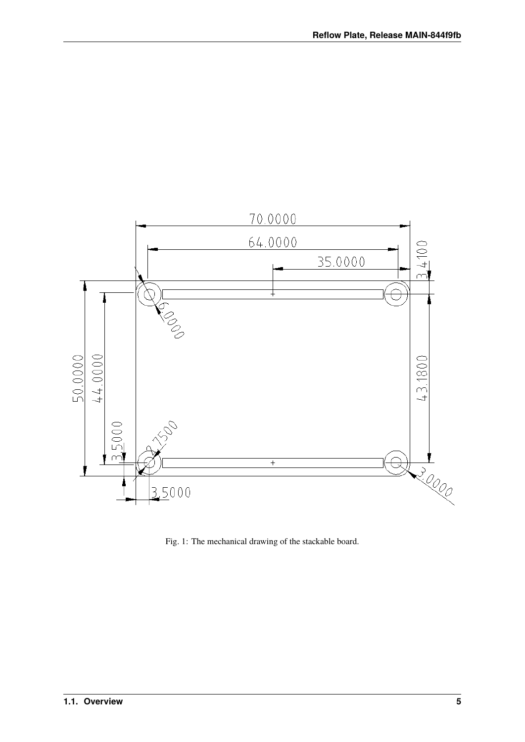70.0000

64.0000

35.0000

3.4100

6.0000

50.0000

44.0000

43.1800

3.5000

2.7500

3.5000

3.0000

Fig. 1: The mechanical drawing of the stackable board.